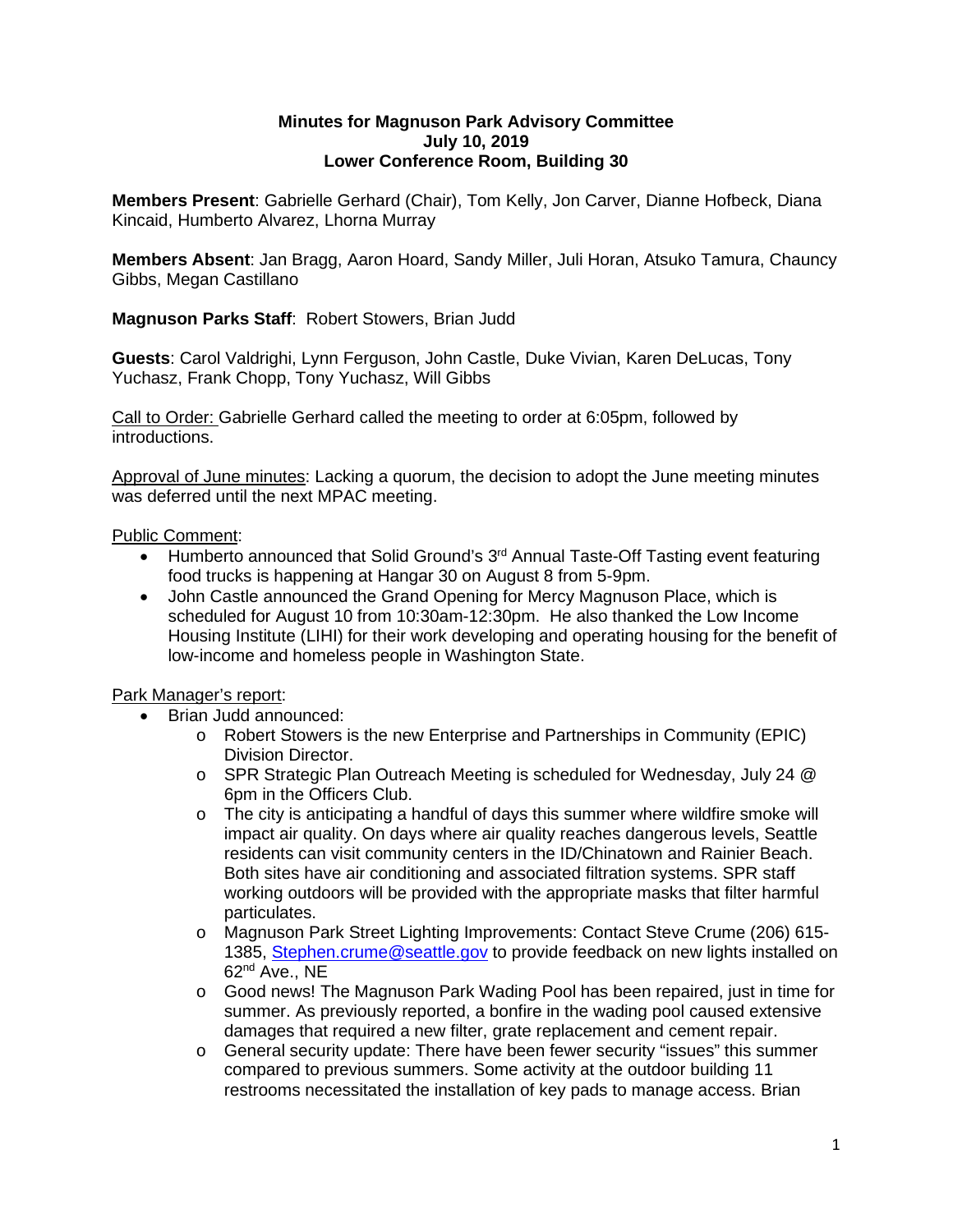**Minutes for Magnuson Park Advisory Committee**
**July 10, 2019**
**Lower Conference Room, Building 30**

**Members Present**: Gabrielle Gerhard (Chair), Tom Kelly, Jon Carver, Dianne Hofbeck, Diana Kincaid, Humberto Alvarez, Lhorna Murray

**Members Absent**: Jan Bragg, Aaron Hoard, Sandy Miller, Juli Horan, Atsuko Tamura, Chauncy Gibbs, Megan Castillano

**Magnuson Parks Staff**: Robert Stowers, Brian Judd

**Guests**: Carol Valdrighi, Lynn Ferguson, John Castle, Duke Vivian, Karen DeLucas, Tony Yuchasz, Frank Chopp, Tony Yuchasz, Will Gibbs

Call to Order: Gabrielle Gerhard called the meeting to order at 6:05pm, followed by introductions.

Approval of June minutes: Lacking a quorum, the decision to adopt the June meeting minutes was deferred until the next MPAC meeting.

Public Comment:

- Humberto announced that Solid Ground's 3rd Annual Taste-Off Tasting event featuring food trucks is happening at Hangar 30 on August 8 from 5-9pm.
- John Castle announced the Grand Opening for Mercy Magnuson Place, which is scheduled for August 10 from 10:30am-12:30pm. He also thanked the Low Income Housing Institute (LIHI) for their work developing and operating housing for the benefit of low-income and homeless people in Washington State.

Park Manager's report:

- Brian Judd announced:
  - Robert Stowers is the new Enterprise and Partnerships in Community (EPIC) Division Director.
  - SPR Strategic Plan Outreach Meeting is scheduled for Wednesday, July 24 @ 6pm in the Officers Club.
  - The city is anticipating a handful of days this summer where wildfire smoke will impact air quality. On days where air quality reaches dangerous levels, Seattle residents can visit community centers in the ID/Chinatown and Rainier Beach. Both sites have air conditioning and associated filtration systems. SPR staff working outdoors will be provided with the appropriate masks that filter harmful particulates.
  - Magnuson Park Street Lighting Improvements: Contact Steve Crume (206) 615-1385, Stephen.crume@seattle.gov to provide feedback on new lights installed on 62nd Ave., NE
  - Good news! The Magnuson Park Wading Pool has been repaired, just in time for summer. As previously reported, a bonfire in the wading pool caused extensive damages that required a new filter, grate replacement and cement repair.
  - General security update: There have been fewer security "issues" this summer compared to previous summers. Some activity at the outdoor building 11 restrooms necessitated the installation of key pads to manage access. Brian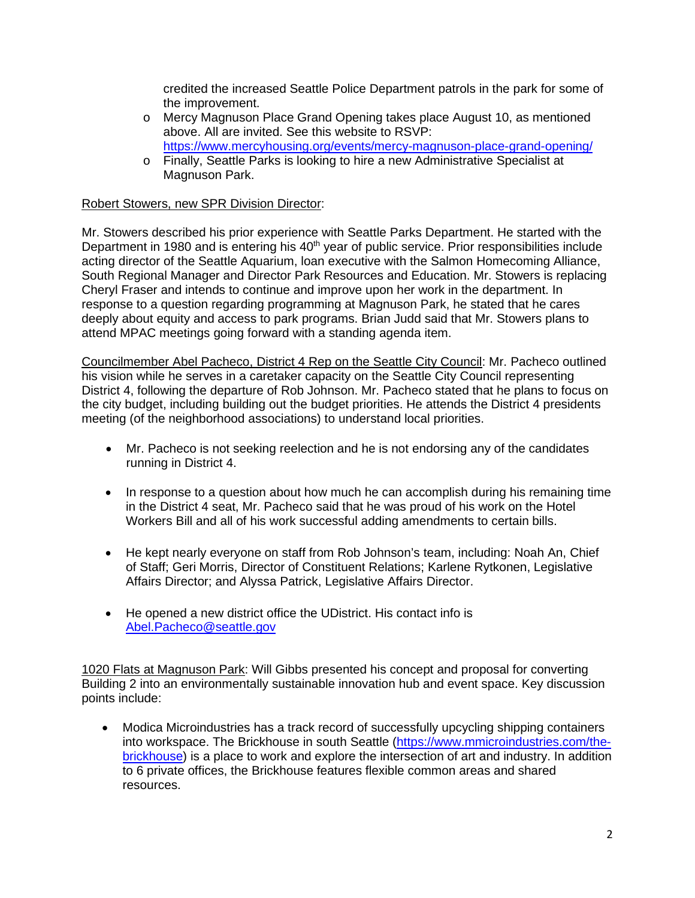credited the increased Seattle Police Department patrols in the park for some of the improvement.
  - Mercy Magnuson Place Grand Opening takes place August 10, as mentioned above. All are invited. See this website to RSVP: https://www.mercyhousing.org/events/mercy-magnuson-place-grand-opening/
  - Finally, Seattle Parks is looking to hire a new Administrative Specialist at Magnuson Park.

Robert Stowers, new SPR Division Director:

Mr. Stowers described his prior experience with Seattle Parks Department. He started with the Department in 1980 and is entering his 40th year of public service. Prior responsibilities include acting director of the Seattle Aquarium, loan executive with the Salmon Homecoming Alliance, South Regional Manager and Director Park Resources and Education. Mr. Stowers is replacing Cheryl Fraser and intends to continue and improve upon her work in the department. In response to a question regarding programming at Magnuson Park, he stated that he cares deeply about equity and access to park programs. Brian Judd said that Mr. Stowers plans to attend MPAC meetings going forward with a standing agenda item.

Councilmember Abel Pacheco, District 4 Rep on the Seattle City Council: Mr. Pacheco outlined his vision while he serves in a caretaker capacity on the Seattle City Council representing District 4, following the departure of Rob Johnson. Mr. Pacheco stated that he plans to focus on the city budget, including building out the budget priorities. He attends the District 4 presidents meeting (of the neighborhood associations) to understand local priorities.

- Mr. Pacheco is not seeking reelection and he is not endorsing any of the candidates running in District 4.
- In response to a question about how much he can accomplish during his remaining time in the District 4 seat, Mr. Pacheco said that he was proud of his work on the Hotel Workers Bill and all of his work successful adding amendments to certain bills.
- He kept nearly everyone on staff from Rob Johnson's team, including: Noah An, Chief of Staff; Geri Morris, Director of Constituent Relations; Karlene Rytkonen, Legislative Affairs Director; and Alyssa Patrick, Legislative Affairs Director.
- He opened a new district office the UDistrict. His contact info is Abel.Pacheco@seattle.gov

1020 Flats at Magnuson Park: Will Gibbs presented his concept and proposal for converting Building 2 into an environmentally sustainable innovation hub and event space. Key discussion points include:

- Modica Microindustries has a track record of successfully upcycling shipping containers into workspace. The Brickhouse in south Seattle (https://www.mmicroindustries.com/the-brickhouse) is a place to work and explore the intersection of art and industry. In addition to 6 private offices, the Brickhouse features flexible common areas and shared resources.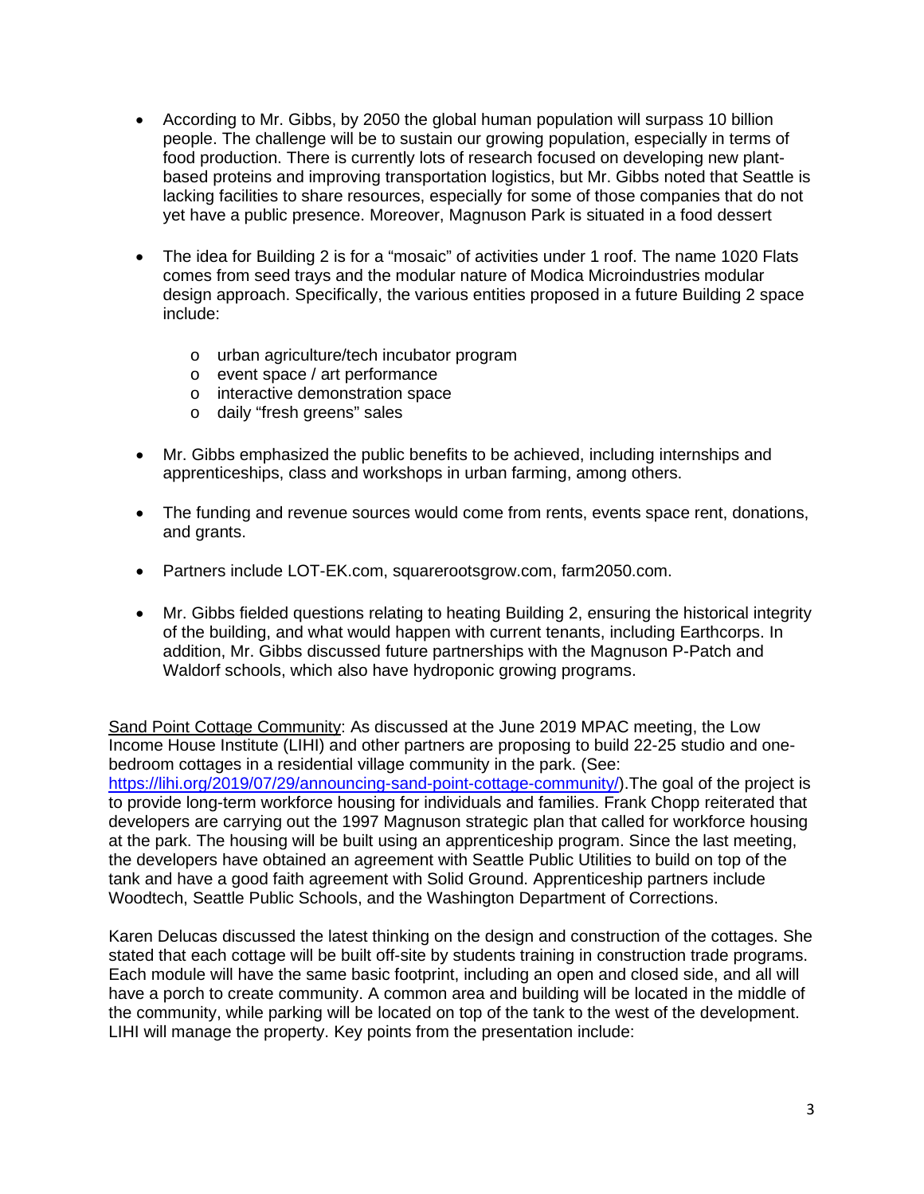- According to Mr. Gibbs, by 2050 the global human population will surpass 10 billion people. The challenge will be to sustain our growing population, especially in terms of food production. There is currently lots of research focused on developing new plant-based proteins and improving transportation logistics, but Mr. Gibbs noted that Seattle is lacking facilities to share resources, especially for some of those companies that do not yet have a public presence. Moreover, Magnuson Park is situated in a food dessert

- The idea for Building 2 is for a "mosaic" of activities under 1 roof. The name 1020 Flats comes from seed trays and the modular nature of Modica Microindustries modular design approach. Specifically, the various entities proposed in a future Building 2 space include:

    - urban agriculture/tech incubator program
    - event space / art performance
    - interactive demonstration space
    - daily "fresh greens" sales

- Mr. Gibbs emphasized the public benefits to be achieved, including internships and apprenticeships, class and workshops in urban farming, among others.

- The funding and revenue sources would come from rents, events space rent, donations, and grants.

- Partners include LOT-EK.com, squarerootsgrow.com, farm2050.com.

- Mr. Gibbs fielded questions relating to heating Building 2, ensuring the historical integrity of the building, and what would happen with current tenants, including Earthcorps. In addition, Mr. Gibbs discussed future partnerships with the Magnuson P-Patch and Waldorf schools, which also have hydroponic growing programs.

<u>Sand Point Cottage Community</u>: As discussed at the June 2019 MPAC meeting, the Low Income House Institute (LIHI) and other partners are proposing to build 22-25 studio and one-bedroom cottages in a residential village community in the park. (See: [https://lihi.org/2019/07/29/announcing-sand-point-cottage-community/](https://lihi.org/2019/07/29/announcing-sand-point-cottage-community/)).The goal of the project is to provide long-term workforce housing for individuals and families. Frank Chopp reiterated that developers are carrying out the 1997 Magnuson strategic plan that called for workforce housing at the park. The housing will be built using an apprenticeship program. Since the last meeting, the developers have obtained an agreement with Seattle Public Utilities to build on top of the tank and have a good faith agreement with Solid Ground. Apprenticeship partners include Woodtech, Seattle Public Schools, and the Washington Department of Corrections.

Karen Delucas discussed the latest thinking on the design and construction of the cottages. She stated that each cottage will be built off-site by students training in construction trade programs. Each module will have the same basic footprint, including an open and closed side, and all will have a porch to create community. A common area and building will be located in the middle of the community, while parking will be located on top of the tank to the west of the development. LIHI will manage the property. Key points from the presentation include: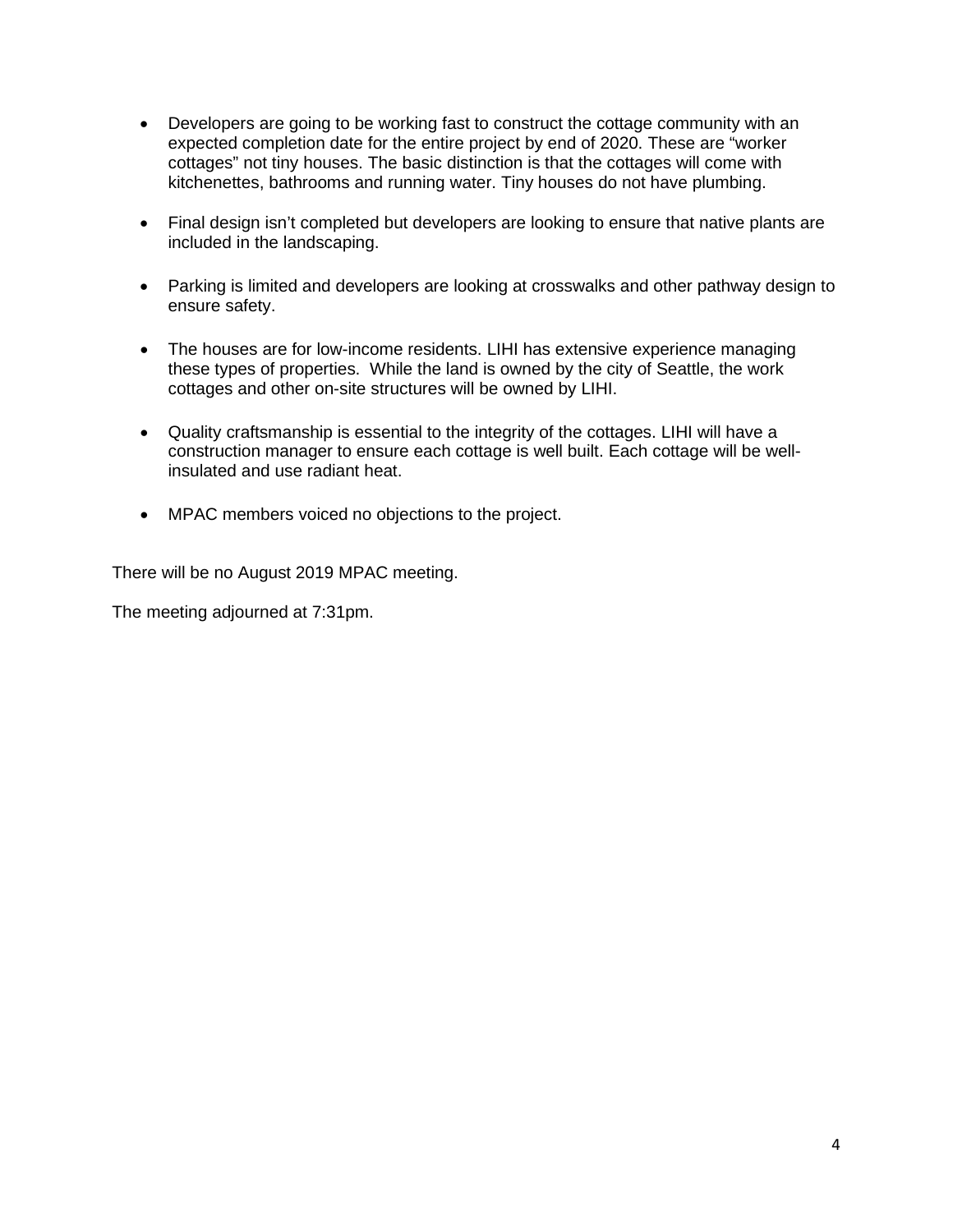- Developers are going to be working fast to construct the cottage community with an expected completion date for the entire project by end of 2020. These are "worker cottages" not tiny houses. The basic distinction is that the cottages will come with kitchenettes, bathrooms and running water. Tiny houses do not have plumbing.

- Final design isn't completed but developers are looking to ensure that native plants are included in the landscaping.

- Parking is limited and developers are looking at crosswalks and other pathway design to ensure safety.

- The houses are for low-income residents. LIHI has extensive experience managing these types of properties. While the land is owned by the city of Seattle, the work cottages and other on-site structures will be owned by LIHI.

- Quality craftsmanship is essential to the integrity of the cottages. LIHI will have a construction manager to ensure each cottage is well built. Each cottage will be well-insulated and use radiant heat.

- MPAC members voiced no objections to the project.

There will be no August 2019 MPAC meeting.

The meeting adjourned at 7:31pm.